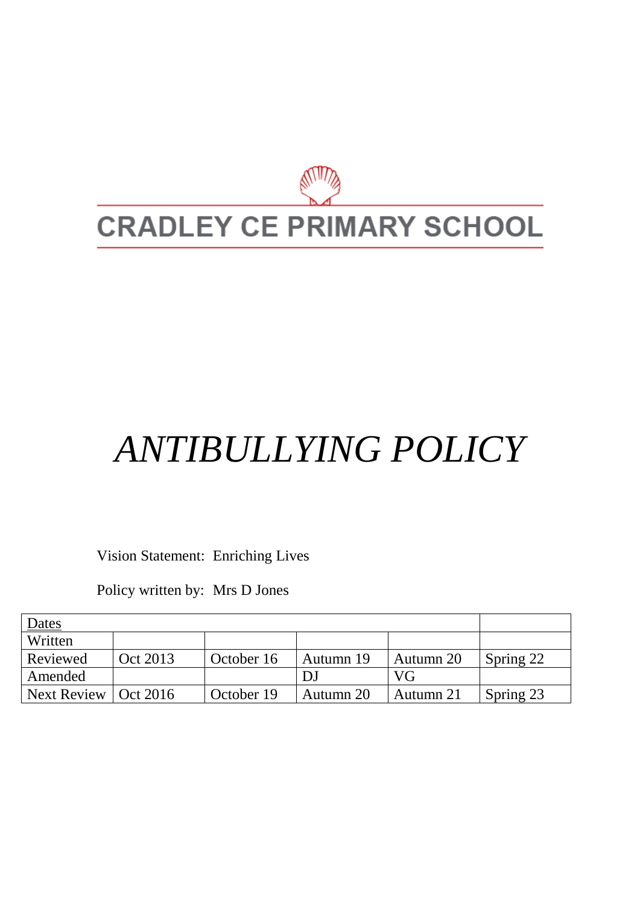# CRADLEY CE PRIMARY SCHOOL

# *ANTIBULLYING POLICY*

Vision Statement: Enriching Lives

Policy written by: Mrs D Jones

| Dates | | | | | |
|---|---|---|---|---|---|
| Written | | | | | |
| Reviewed | Oct 2013 | October 16 | Autumn 19 | Autumn 20 | Spring 22 |
| Amended | | | DJ | VG | |
| Next Review | Oct 2016 | October 19 | Autumn 20 | Autumn 21 | Spring 23 |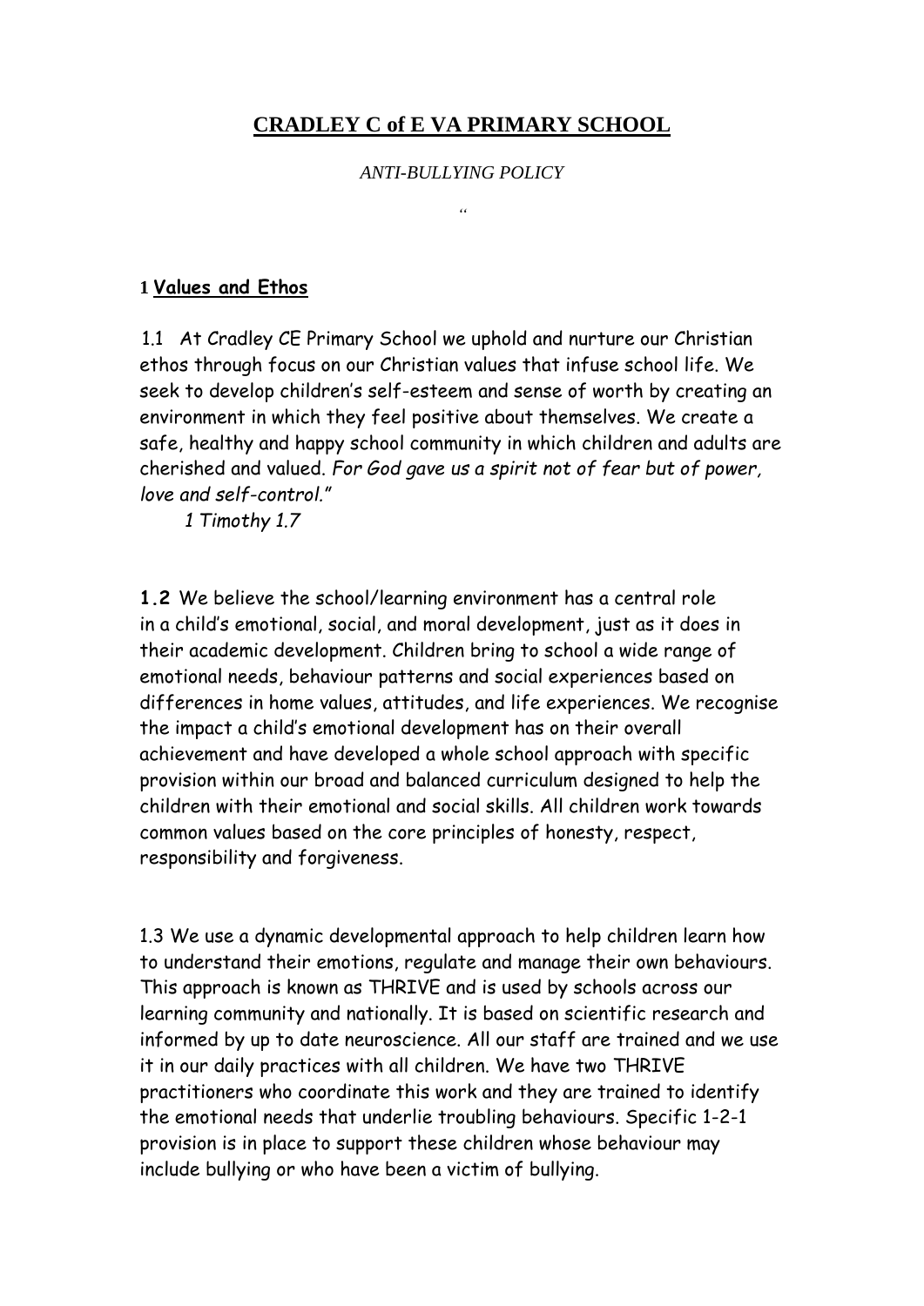# **CRADLEY C of E VA PRIMARY SCHOOL**

*ANTI-BULLYING POLICY*

"

## 1 Values and Ethos

1.1 At Cradley CE Primary School we uphold and nurture our Christian ethos through focus on our Christian values that infuse school life. We seek to develop children's self-esteem and sense of worth by creating an environment in which they feel positive about themselves. We create a safe, healthy and happy school community in which children and adults are cherished and valued. *For God gave us a spirit not of fear but of power, love and self-control.*"

*1 Timothy 1.7*

**1.2** We believe the school/learning environment has a central role in a child's emotional, social, and moral development, just as it does in their academic development. Children bring to school a wide range of emotional needs, behaviour patterns and social experiences based on differences in home values, attitudes, and life experiences. We recognise the impact a child's emotional development has on their overall achievement and have developed a whole school approach with specific provision within our broad and balanced curriculum designed to help the children with their emotional and social skills. All children work towards common values based on the core principles of honesty, respect, responsibility and forgiveness.

1.3 We use a dynamic developmental approach to help children learn how to understand their emotions, regulate and manage their own behaviours. This approach is known as THRIVE and is used by schools across our learning community and nationally. It is based on scientific research and informed by up to date neuroscience. All our staff are trained and we use it in our daily practices with all children. We have two THRIVE practitioners who coordinate this work and they are trained to identify the emotional needs that underlie troubling behaviours. Specific 1-2-1 provision is in place to support these children whose behaviour may include bullying or who have been a victim of bullying.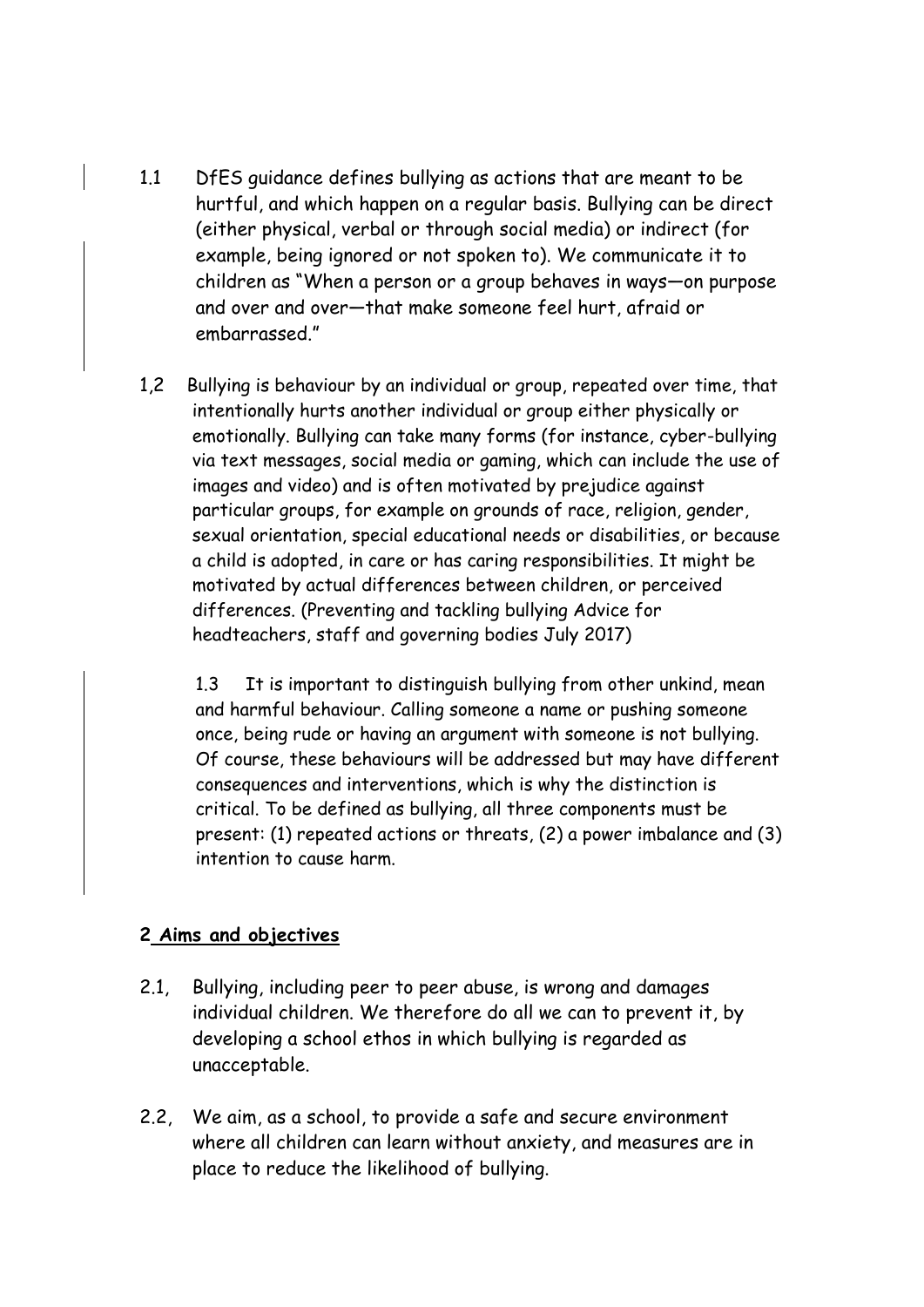1.1 DfES guidance defines bullying as actions that are meant to be hurtful, and which happen on a regular basis. Bullying can be direct (either physical, verbal or through social media) or indirect (for example, being ignored or not spoken to). We communicate it to children as "When a person or a group behaves in ways—on purpose and over and over—that make someone feel hurt, afraid or embarrassed."

1,2 Bullying is behaviour by an individual or group, repeated over time, that intentionally hurts another individual or group either physically or emotionally. Bullying can take many forms (for instance, cyber-bullying via text messages, social media or gaming, which can include the use of images and video) and is often motivated by prejudice against particular groups, for example on grounds of race, religion, gender, sexual orientation, special educational needs or disabilities, or because a child is adopted, in care or has caring responsibilities. It might be motivated by actual differences between children, or perceived differences. (Preventing and tackling bullying Advice for headteachers, staff and governing bodies July 2017)

1.3 It is important to distinguish bullying from other unkind, mean and harmful behaviour. Calling someone a name or pushing someone once, being rude or having an argument with someone is not bullying. Of course, these behaviours will be addressed but may have different consequences and interventions, which is why the distinction is critical. To be defined as bullying, all three components must be present: (1) repeated actions or threats, (2) a power imbalance and (3) intention to cause harm.

## 2 Aims and objectives

2.1, Bullying, including peer to peer abuse, is wrong and damages individual children. We therefore do all we can to prevent it, by developing a school ethos in which bullying is regarded as unacceptable.

2.2, We aim, as a school, to provide a safe and secure environment where all children can learn without anxiety, and measures are in place to reduce the likelihood of bullying.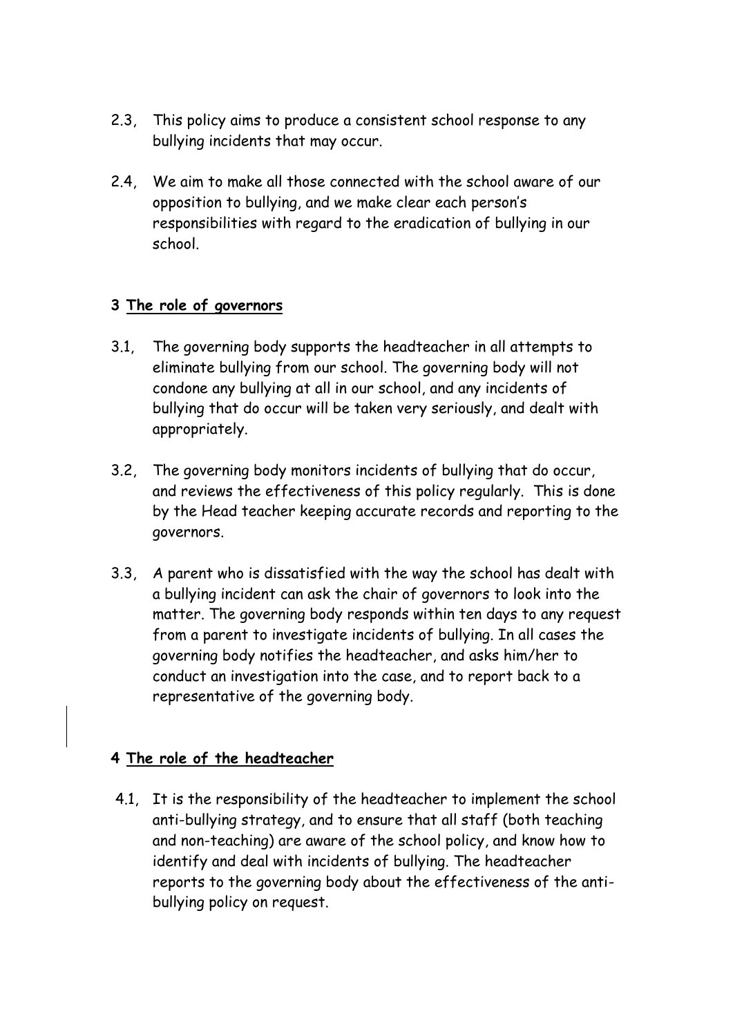2.3, This policy aims to produce a consistent school response to any bullying incidents that may occur.

2.4, We aim to make all those connected with the school aware of our opposition to bullying, and we make clear each person's responsibilities with regard to the eradication of bullying in our school.

## 3 The role of governors

3.1, The governing body supports the headteacher in all attempts to eliminate bullying from our school. The governing body will not condone any bullying at all in our school, and any incidents of bullying that do occur will be taken very seriously, and dealt with appropriately.

3.2, The governing body monitors incidents of bullying that do occur, and reviews the effectiveness of this policy regularly. This is done by the Head teacher keeping accurate records and reporting to the governors.

3.3, A parent who is dissatisfied with the way the school has dealt with a bullying incident can ask the chair of governors to look into the matter. The governing body responds within ten days to any request from a parent to investigate incidents of bullying. In all cases the governing body notifies the headteacher, and asks him/her to conduct an investigation into the case, and to report back to a representative of the governing body.

## 4 The role of the headteacher

4.1, It is the responsibility of the headteacher to implement the school anti-bullying strategy, and to ensure that all staff (both teaching and non-teaching) are aware of the school policy, and know how to identify and deal with incidents of bullying. The headteacher reports to the governing body about the effectiveness of the anti-bullying policy on request.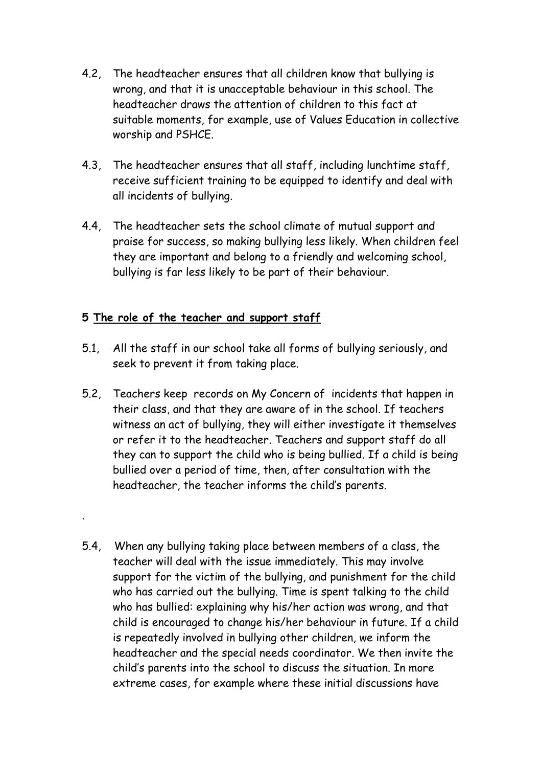4.2, The headteacher ensures that all children know that bullying is wrong, and that it is unacceptable behaviour in this school. The headteacher draws the attention of children to this fact at suitable moments, for example, use of Values Education in collective worship and PSHCE.

4.3, The headteacher ensures that all staff, including lunchtime staff, receive sufficient training to be equipped to identify and deal with all incidents of bullying.

4.4, The headteacher sets the school climate of mutual support and praise for success, so making bullying less likely. When children feel they are important and belong to a friendly and welcoming school, bullying is far less likely to be part of their behaviour.

**5 <u>The role of the teacher and support staff</u>**

5.1, All the staff in our school take all forms of bullying seriously, and seek to prevent it from taking place.

5.2, Teachers keep records on My Concern of incidents that happen in their class, and that they are aware of in the school. If teachers witness an act of bullying, they will either investigate it themselves or refer it to the headteacher. Teachers and support staff do all they can to support the child who is being bullied. If a child is being bullied over a period of time, then, after consultation with the headteacher, the teacher informs the child's parents.

.

5.4, When any bullying taking place between members of a class, the teacher will deal with the issue immediately. This may involve support for the victim of the bullying, and punishment for the child who has carried out the bullying. Time is spent talking to the child who has bullied: explaining why his/her action was wrong, and that child is encouraged to change his/her behaviour in future. If a child is repeatedly involved in bullying other children, we inform the headteacher and the special needs coordinator. We then invite the child's parents into the school to discuss the situation. In more extreme cases, for example where these initial discussions have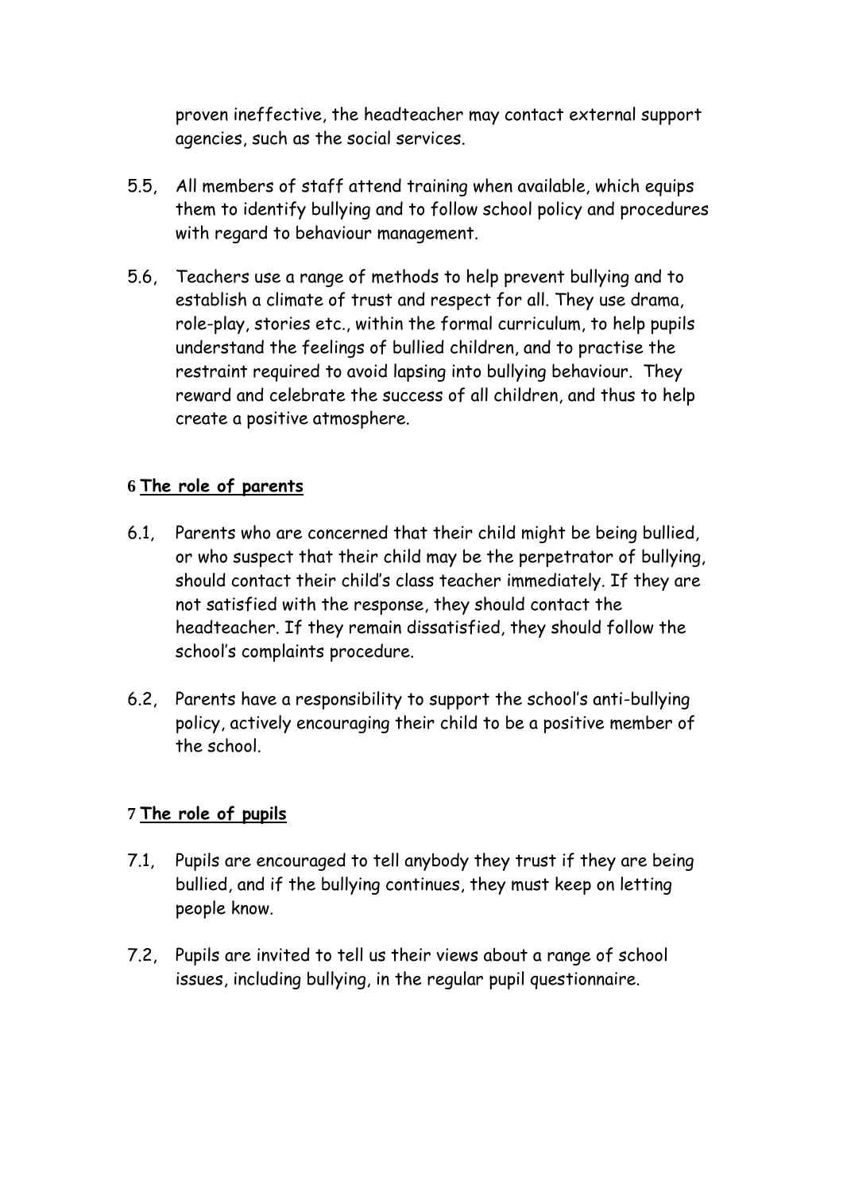proven ineffective, the headteacher may contact external support agencies, such as the social services.

5.5, All members of staff attend training when available, which equips them to identify bullying and to follow school policy and procedures with regard to behaviour management.

5.6, Teachers use a range of methods to help prevent bullying and to establish a climate of trust and respect for all. They use drama, role-play, stories etc., within the formal curriculum, to help pupils understand the feelings of bullied children, and to practise the restraint required to avoid lapsing into bullying behaviour. They reward and celebrate the success of all children, and thus to help create a positive atmosphere.

## 6 **The role of parents**

6.1, Parents who are concerned that their child might be being bullied, or who suspect that their child may be the perpetrator of bullying, should contact their child's class teacher immediately. If they are not satisfied with the response, they should contact the headteacher. If they remain dissatisfied, they should follow the school's complaints procedure.

6.2, Parents have a responsibility to support the school's anti-bullying policy, actively encouraging their child to be a positive member of the school.

## 7 **The role of pupils**

7.1, Pupils are encouraged to tell anybody they trust if they are being bullied, and if the bullying continues, they must keep on letting people know.

7.2, Pupils are invited to tell us their views about a range of school issues, including bullying, in the regular pupil questionnaire.